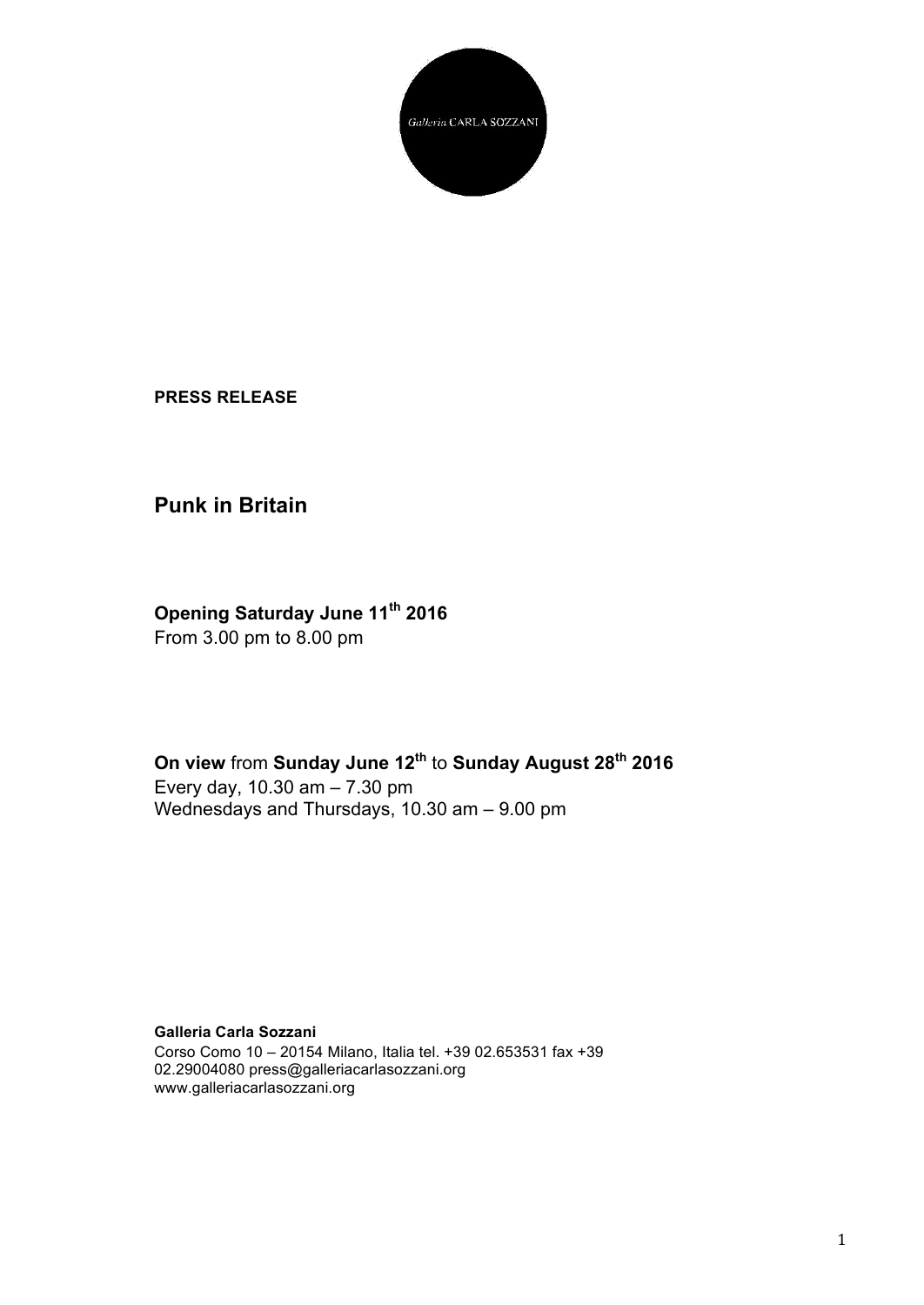Galleria CARLA SOZZANI

**PRESS RELEASE**

## Punk in Britain

**Opening Saturday June 11th 2016**
From 3.00 pm to 8.00 pm

**On view** from **Sunday June 12th** to **Sunday August 28th 2016**
Every day, 10.30 am – 7.30 pm
Wednesdays and Thursdays, 10.30 am – 9.00 pm

**Galleria Carla Sozzani**
Corso Como 10 – 20154 Milano, Italia tel. +39 02.653531 fax +39 02.29004080 press@galleriacarlasozzani.org
www.galleriacarlasozzani.org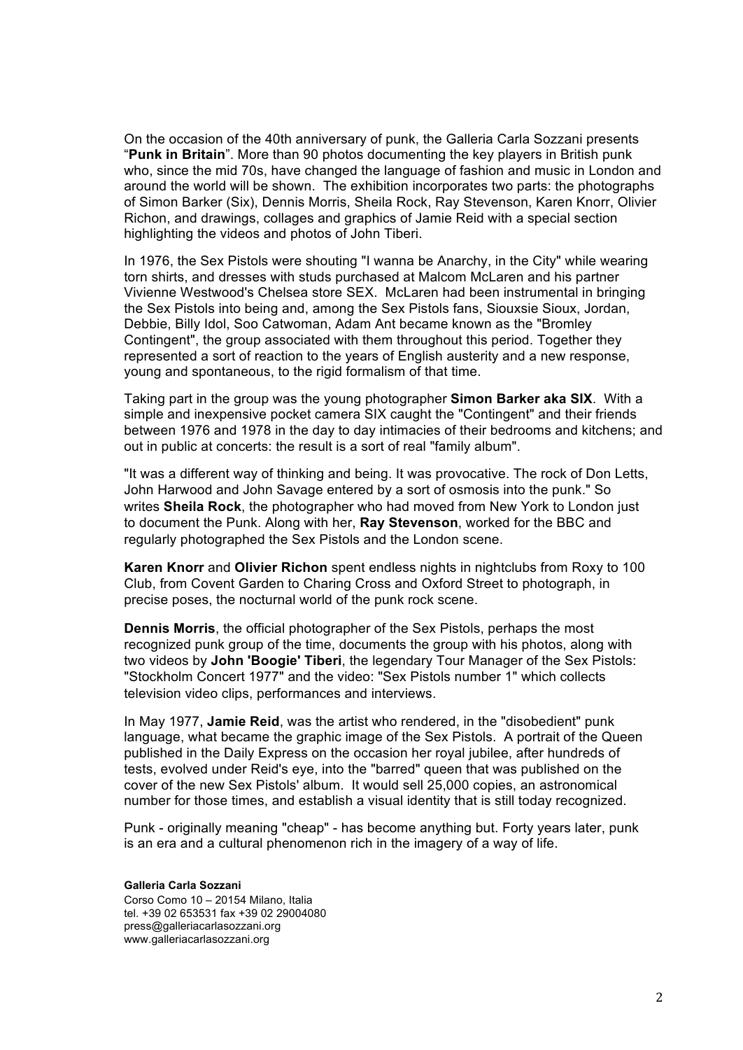On the occasion of the 40th anniversary of punk, the Galleria Carla Sozzani presents "**Punk in Britain**". More than 90 photos documenting the key players in British punk who, since the mid 70s, have changed the language of fashion and music in London and around the world will be shown. The exhibition incorporates two parts: the photographs of Simon Barker (Six), Dennis Morris, Sheila Rock, Ray Stevenson, Karen Knorr, Olivier Richon, and drawings, collages and graphics of Jamie Reid with a special section highlighting the videos and photos of John Tiberi.

In 1976, the Sex Pistols were shouting "I wanna be Anarchy, in the City" while wearing torn shirts, and dresses with studs purchased at Malcom McLaren and his partner Vivienne Westwood's Chelsea store SEX. McLaren had been instrumental in bringing the Sex Pistols into being and, among the Sex Pistols fans, Siouxsie Sioux, Jordan, Debbie, Billy Idol, Soo Catwoman, Adam Ant became known as the "Bromley Contingent", the group associated with them throughout this period. Together they represented a sort of reaction to the years of English austerity and a new response, young and spontaneous, to the rigid formalism of that time.

Taking part in the group was the young photographer **Simon Barker aka SIX**. With a simple and inexpensive pocket camera SIX caught the "Contingent" and their friends between 1976 and 1978 in the day to day intimacies of their bedrooms and kitchens; and out in public at concerts: the result is a sort of real "family album".

"It was a different way of thinking and being. It was provocative. The rock of Don Letts, John Harwood and John Savage entered by a sort of osmosis into the punk." So writes **Sheila Rock**, the photographer who had moved from New York to London just to document the Punk. Along with her, **Ray Stevenson**, worked for the BBC and regularly photographed the Sex Pistols and the London scene.

**Karen Knorr** and **Olivier Richon** spent endless nights in nightclubs from Roxy to 100 Club, from Covent Garden to Charing Cross and Oxford Street to photograph, in precise poses, the nocturnal world of the punk rock scene.

**Dennis Morris**, the official photographer of the Sex Pistols, perhaps the most recognized punk group of the time, documents the group with his photos, along with two videos by **John 'Boogie' Tiberi**, the legendary Tour Manager of the Sex Pistols: "Stockholm Concert 1977" and the video: "Sex Pistols number 1" which collects television video clips, performances and interviews.

In May 1977, **Jamie Reid**, was the artist who rendered, in the "disobedient" punk language, what became the graphic image of the Sex Pistols. A portrait of the Queen published in the Daily Express on the occasion her royal jubilee, after hundreds of tests, evolved under Reid's eye, into the "barred" queen that was published on the cover of the new Sex Pistols' album. It would sell 25,000 copies, an astronomical number for those times, and establish a visual identity that is still today recognized.

Punk - originally meaning "cheap" - has become anything but. Forty years later, punk is an era and a cultural phenomenon rich in the imagery of a way of life.

**Galleria Carla Sozzani**
Corso Como 10 – 20154 Milano, Italia
tel. +39 02 653531 fax +39 02 29004080
press@galleriacarlasozzani.org
www.galleriacarlasozzani.org